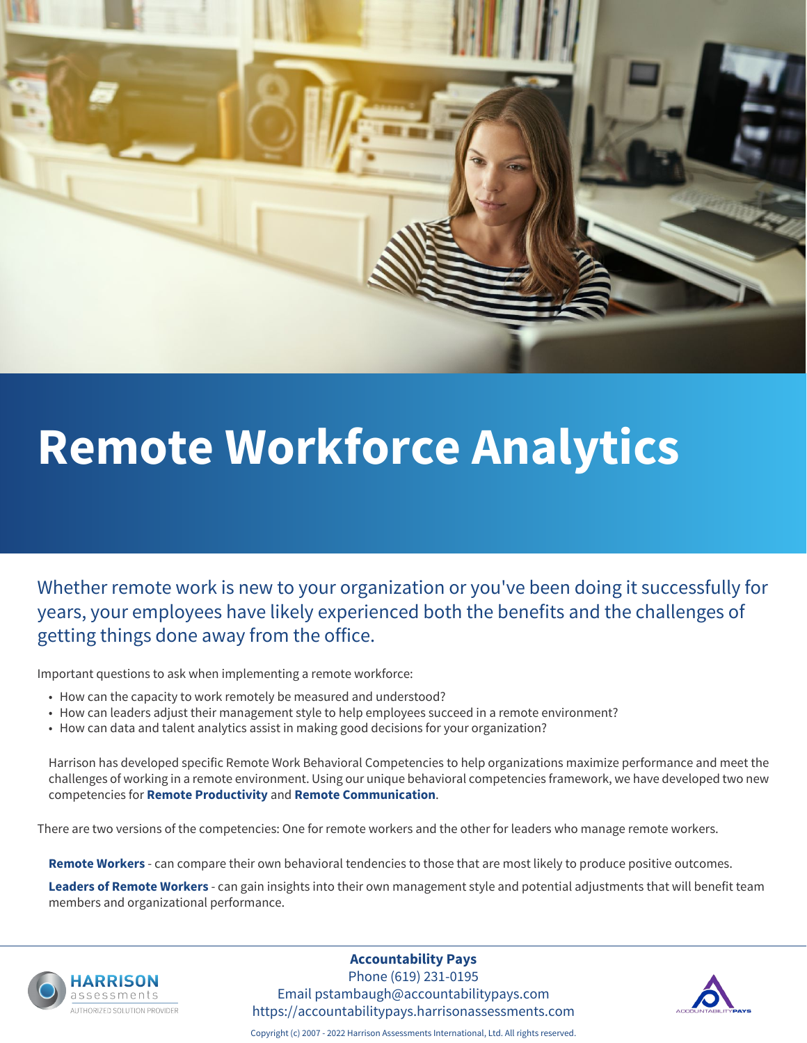# Remote Workforce Analytics

Whether remote work is new to your organization or you've been doing it successfully for years, your employees have likely experienced both the benefits and the challenges of getting things done away from the office.

Important questions to ask when implementing a remote workforce:

- How can the capacity to work remotely be measured and understood?
- How can leaders adjust their management style to help employees succeed in a remote environment?
- How can data and talent analytics assist in making good decisions for your organization?

Harrison has developed specific Remote Work Behavioral Competencies to help organizations maximize performance and meet the challenges of working in a remote environment. Using our unique behavioral competencies framework, we have developed two new competencies for **Remote Productivity** and **Remote Communication**.

There are two versions of the competencies: One for remote workers and the other for leaders who manage remote workers.

**Remote Workers** - can compare their own behavioral tendencies to those that are most likely to produce positive outcomes.

**Leaders of Remote Workers** - can gain insights into their own management style and potential adjustments that will benefit team members and organizational performance.

HARRISON assessments
AUTHORIZED SOLUTION PROVIDER

**Accountability Pays**
Phone (619) 231-0195
Email pstambaugh@accountabilitypays.com
https://accountabilitypays.harrisonassessments.com

Copyright (c) 2007 - 2022 Harrison Assessments International, Ltd. All rights reserved.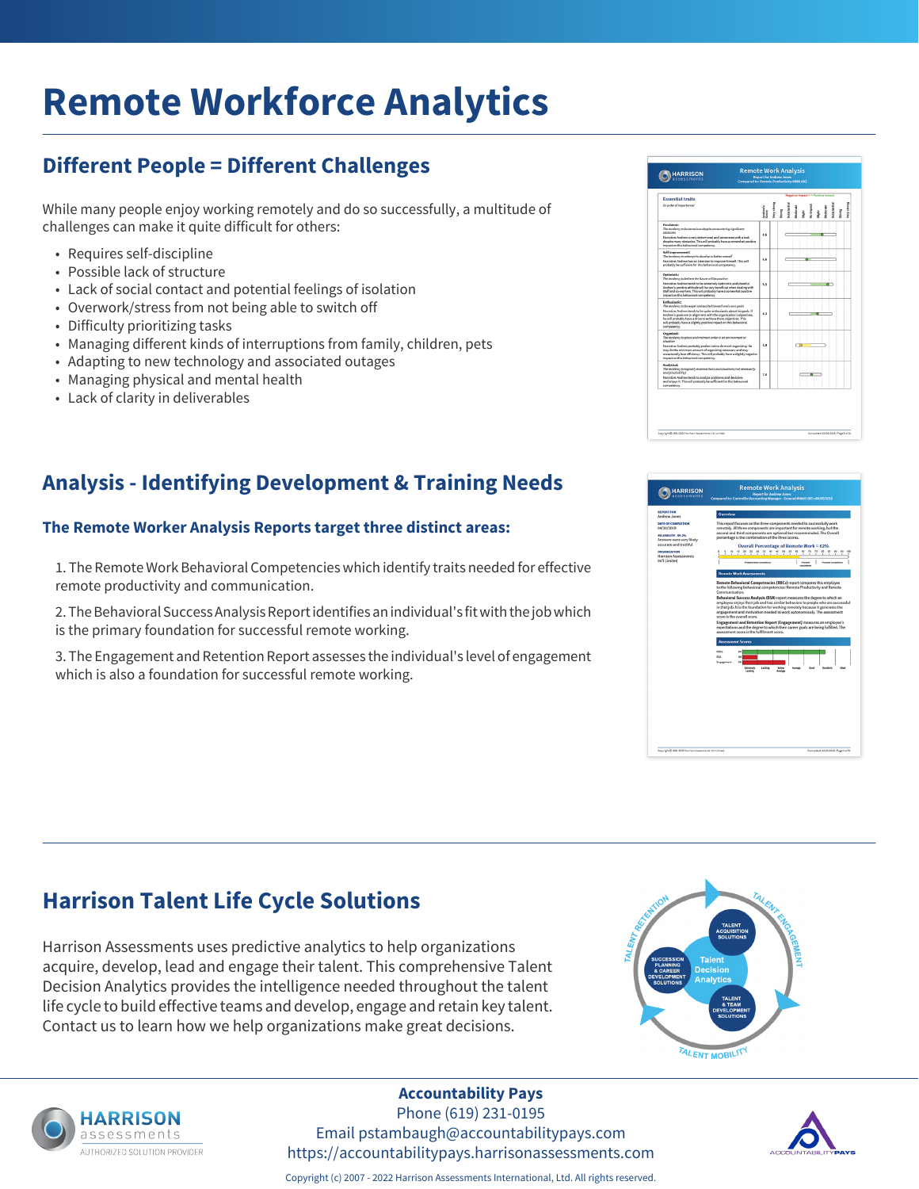# Remote Workforce Analytics

## Different People = Different Challenges

While many people enjoy working remotely and do so successfully, a multitude of challenges can make it quite difficult for others:

- Requires self-discipline
- Possible lack of structure
- Lack of social contact and potential feelings of isolation
- Overwork/stress from not being able to switch off
- Difficulty prioritizing tasks
- Managing different kinds of interruptions from family, children, pets
- Adapting to new technology and associated outages
- Managing physical and mental health
- Lack of clarity in deliverables

## Analysis - Identifying Development & Training Needs

### The Remote Worker Analysis Reports target three distinct areas:

1. The Remote Work Behavioral Competencies which identify traits needed for effective remote productivity and communication.

2. The Behavioral Success Analysis Report identifies an individual's fit with the job which is the primary foundation for successful remote working.

3. The Engagement and Retention Report assesses the individual's level of engagement which is also a foundation for successful remote working.

## Harrison Talent Life Cycle Solutions

Harrison Assessments uses predictive analytics to help organizations acquire, develop, lead and engage their talent. This comprehensive Talent Decision Analytics provides the intelligence needed throughout the talent life cycle to build effective teams and develop, engage and retain key talent. Contact us to learn how we help organizations make great decisions.

TALENT RETENTION
TALENT ENGAGEMENT
TALENT MOBILITY
TALENT ACQUISITION SOLUTIONS
Talent Decision Analytics
SUCCESSION PLANNING & CAREER DEVELOPMENT SOLUTIONS
TALENT & TEAM DEVELOPMENT SOLUTIONS

HARRISON assessments
AUTHORIZED SOLUTION PROVIDER

**Accountability Pays**
Phone (619) 231-0195
Email pstambaugh@accountabilitypays.com
https://accountabilitypays.harrisonassessments.com

ACCOUNTABILITYPAYS

Copyright (c) 2007 - 2022 Harrison Assessments International, Ltd. All rights reserved.